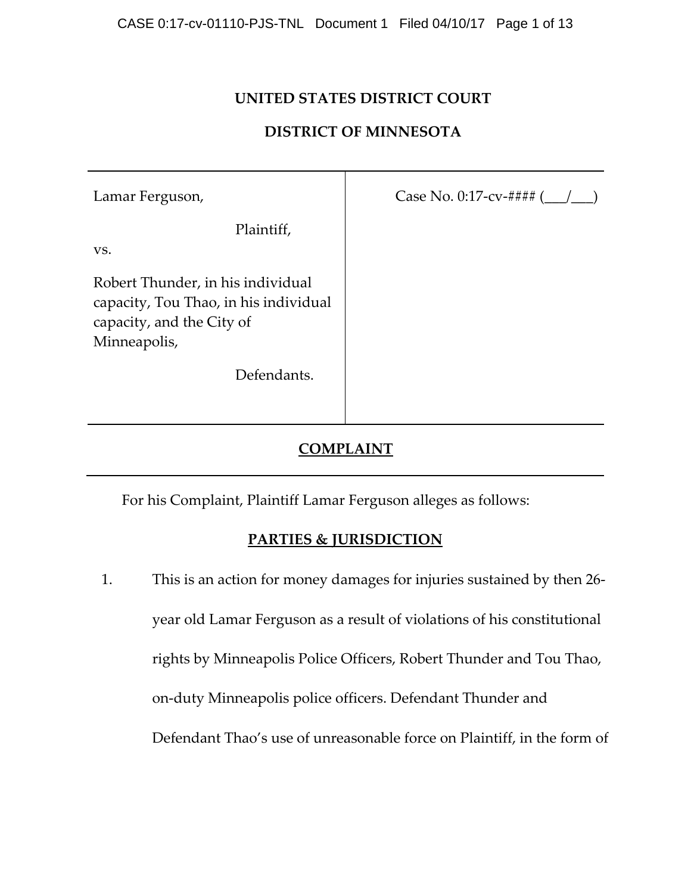# UNITED STATES DISTRICT COURT

# DISTRICT OF MINNESOTA

| | |
|---|---|
| Lamar Ferguson,<br><br>Plaintiff,<br><br>vs.<br><br>Robert Thunder, in his individual capacity, Tou Thao, in his individual capacity, and the City of Minneapolis,<br><br>Defendants. | Case No. 0:17-cv-#### (___/___) |

## COMPLAINT

For his Complaint, Plaintiff Lamar Ferguson alleges as follows:

## PARTIES & JURISDICTION

1. This is an action for money damages for injuries sustained by then 26-year old Lamar Ferguson as a result of violations of his constitutional rights by Minneapolis Police Officers, Robert Thunder and Tou Thao, on-duty Minneapolis police officers. Defendant Thunder and Defendant Thao's use of unreasonable force on Plaintiff, in the form of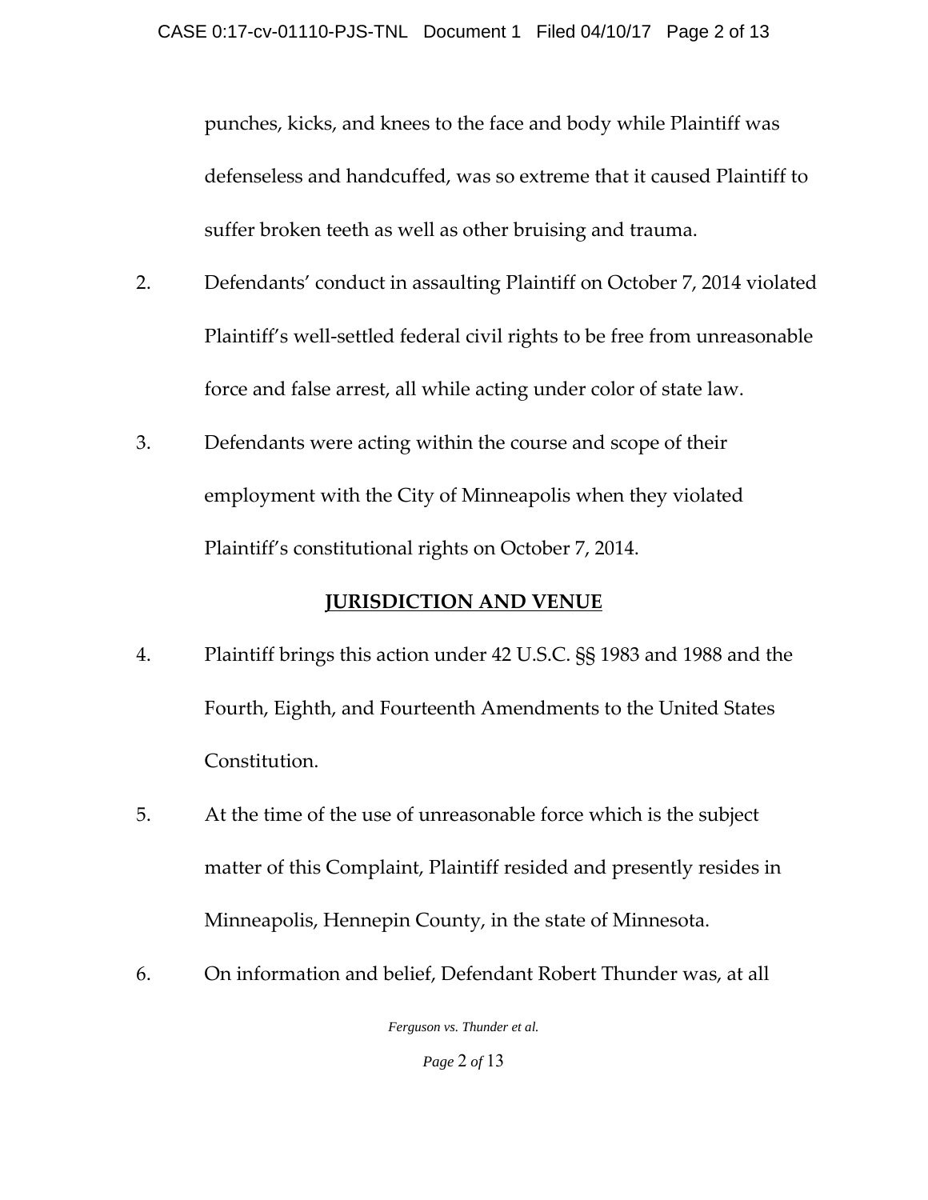punches, kicks, and knees to the face and body while Plaintiff was defenseless and handcuffed, was so extreme that it caused Plaintiff to suffer broken teeth as well as other bruising and trauma.

2. Defendants' conduct in assaulting Plaintiff on October 7, 2014 violated Plaintiff's well-settled federal civil rights to be free from unreasonable force and false arrest, all while acting under color of state law.

3. Defendants were acting within the course and scope of their employment with the City of Minneapolis when they violated Plaintiff's constitutional rights on October 7, 2014.

## **JURISDICTION AND VENUE**

4. Plaintiff brings this action under 42 U.S.C. §§ 1983 and 1988 and the Fourth, Eighth, and Fourteenth Amendments to the United States Constitution.

5. At the time of the use of unreasonable force which is the subject matter of this Complaint, Plaintiff resided and presently resides in Minneapolis, Hennepin County, in the state of Minnesota.

6. On information and belief, Defendant Robert Thunder was, at all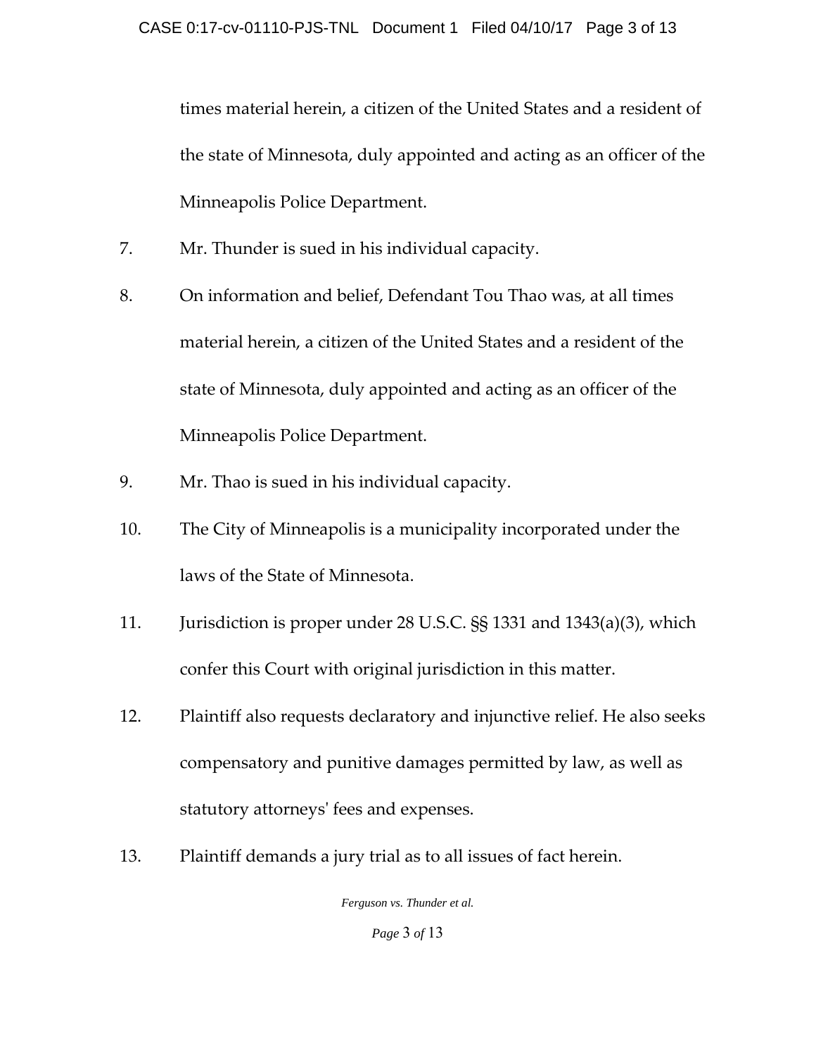times material herein, a citizen of the United States and a resident of the state of Minnesota, duly appointed and acting as an officer of the Minneapolis Police Department.

7. Mr. Thunder is sued in his individual capacity.

8. On information and belief, Defendant Tou Thao was, at all times material herein, a citizen of the United States and a resident of the state of Minnesota, duly appointed and acting as an officer of the Minneapolis Police Department.

9. Mr. Thao is sued in his individual capacity.

10. The City of Minneapolis is a municipality incorporated under the laws of the State of Minnesota.

11. Jurisdiction is proper under 28 U.S.C. §§ 1331 and 1343(a)(3), which confer this Court with original jurisdiction in this matter.

12. Plaintiff also requests declaratory and injunctive relief. He also seeks compensatory and punitive damages permitted by law, as well as statutory attorneys' fees and expenses.

13. Plaintiff demands a jury trial as to all issues of fact herein.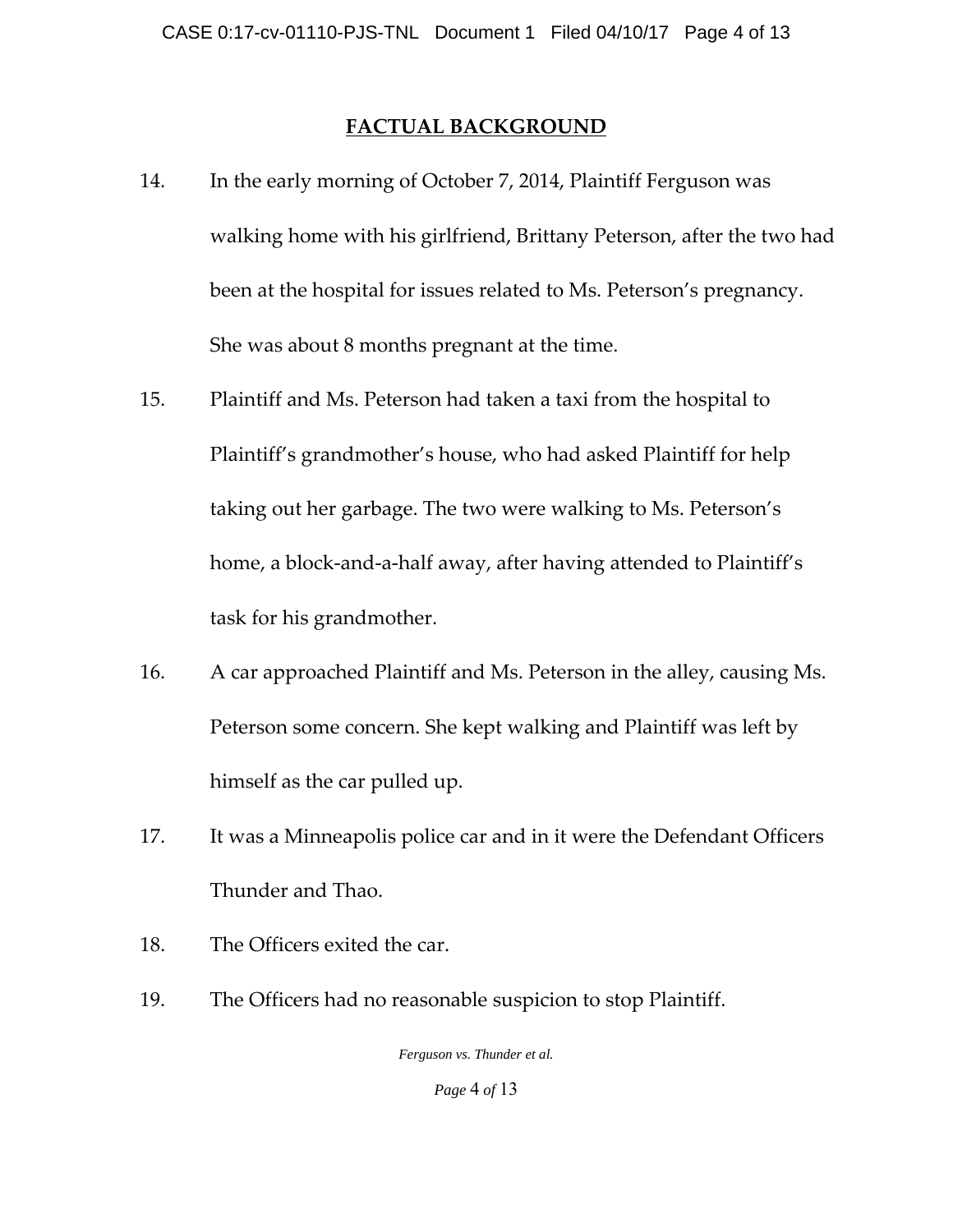## FACTUAL BACKGROUND

14. In the early morning of October 7, 2014, Plaintiff Ferguson was walking home with his girlfriend, Brittany Peterson, after the two had been at the hospital for issues related to Ms. Peterson's pregnancy. She was about 8 months pregnant at the time.

15. Plaintiff and Ms. Peterson had taken a taxi from the hospital to Plaintiff's grandmother's house, who had asked Plaintiff for help taking out her garbage. The two were walking to Ms. Peterson's home, a block-and-a-half away, after having attended to Plaintiff's task for his grandmother.

16. A car approached Plaintiff and Ms. Peterson in the alley, causing Ms. Peterson some concern. She kept walking and Plaintiff was left by himself as the car pulled up.

17. It was a Minneapolis police car and in it were the Defendant Officers Thunder and Thao.

18. The Officers exited the car.

19. The Officers had no reasonable suspicion to stop Plaintiff.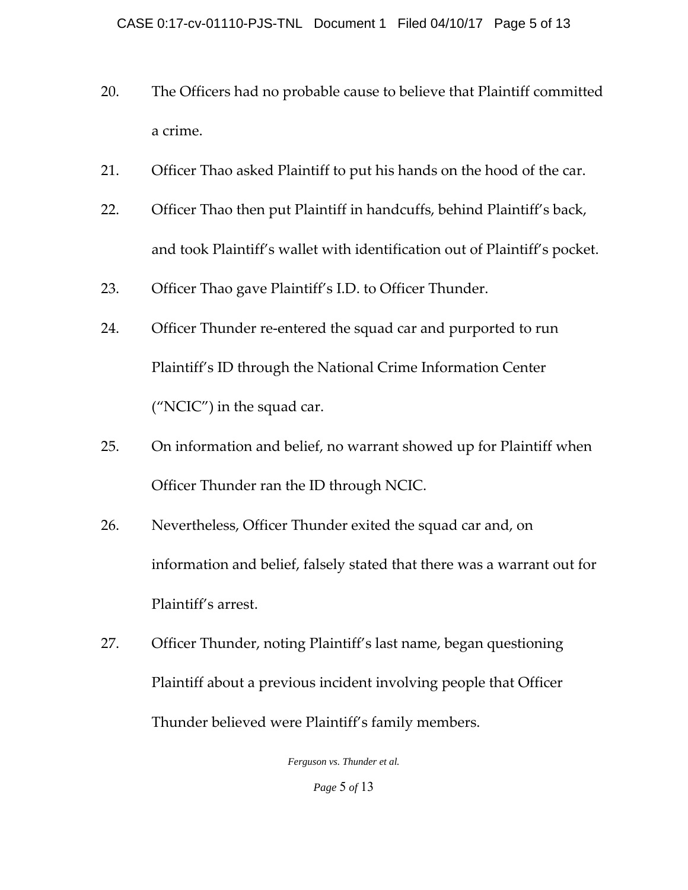20. The Officers had no probable cause to believe that Plaintiff committed a crime.

21. Officer Thao asked Plaintiff to put his hands on the hood of the car.

22. Officer Thao then put Plaintiff in handcuffs, behind Plaintiff's back, and took Plaintiff's wallet with identification out of Plaintiff's pocket.

23. Officer Thao gave Plaintiff's I.D. to Officer Thunder.

24. Officer Thunder re-entered the squad car and purported to run Plaintiff's ID through the National Crime Information Center ("NCIC") in the squad car.

25. On information and belief, no warrant showed up for Plaintiff when Officer Thunder ran the ID through NCIC.

26. Nevertheless, Officer Thunder exited the squad car and, on information and belief, falsely stated that there was a warrant out for Plaintiff's arrest.

27. Officer Thunder, noting Plaintiff's last name, began questioning Plaintiff about a previous incident involving people that Officer Thunder believed were Plaintiff's family members.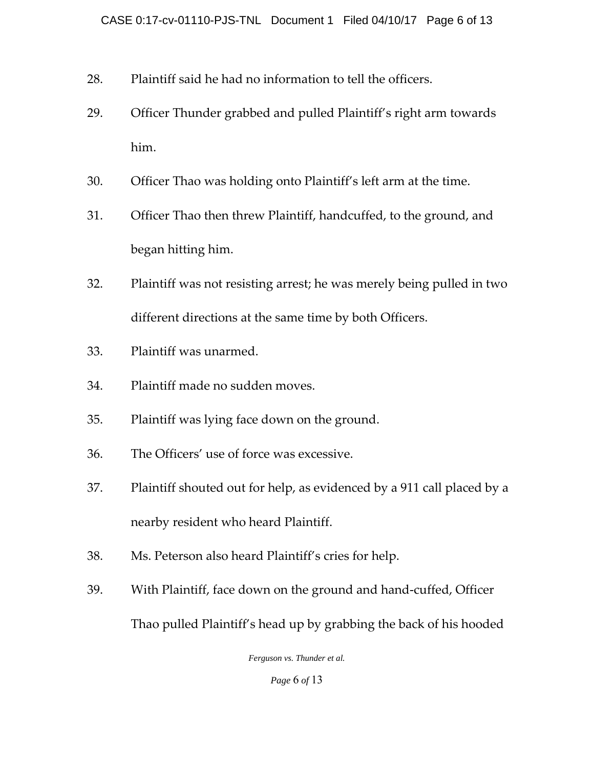28. Plaintiff said he had no information to tell the officers.

29. Officer Thunder grabbed and pulled Plaintiff's right arm towards him.

30. Officer Thao was holding onto Plaintiff's left arm at the time.

31. Officer Thao then threw Plaintiff, handcuffed, to the ground, and began hitting him.

32. Plaintiff was not resisting arrest; he was merely being pulled in two different directions at the same time by both Officers.

33. Plaintiff was unarmed.

34. Plaintiff made no sudden moves.

35. Plaintiff was lying face down on the ground.

36. The Officers' use of force was excessive.

37. Plaintiff shouted out for help, as evidenced by a 911 call placed by a nearby resident who heard Plaintiff.

38. Ms. Peterson also heard Plaintiff's cries for help.

39. With Plaintiff, face down on the ground and hand-cuffed, Officer Thao pulled Plaintiff's head up by grabbing the back of his hooded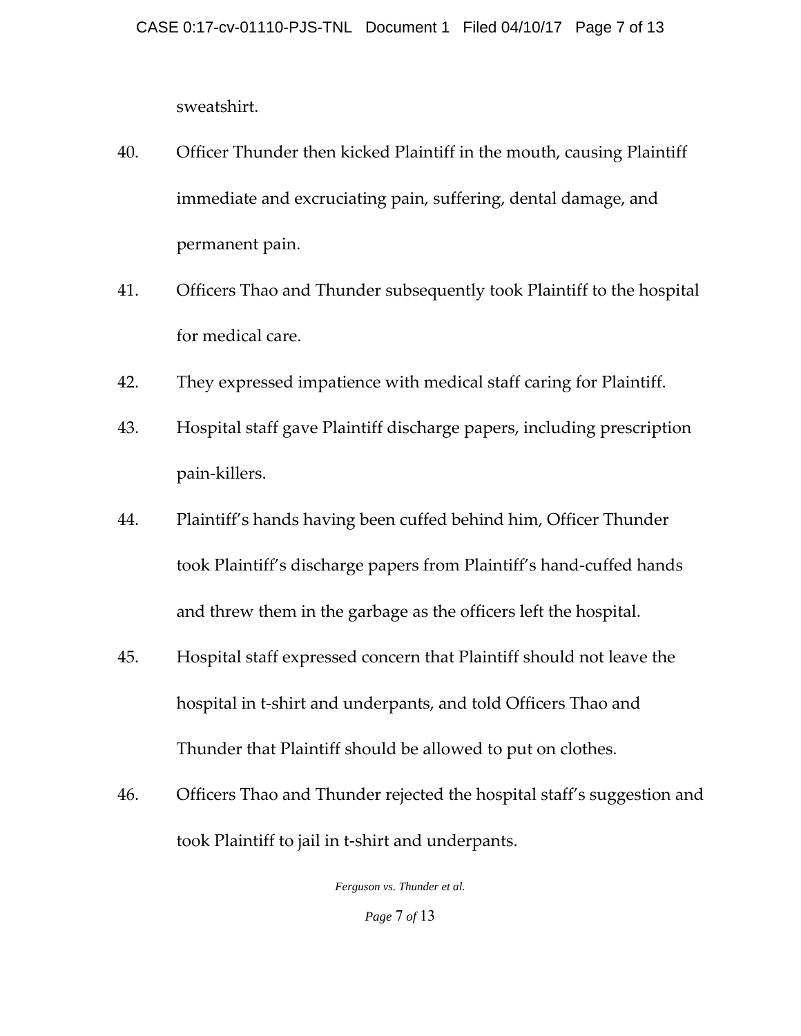sweatshirt.

40. Officer Thunder then kicked Plaintiff in the mouth, causing Plaintiff immediate and excruciating pain, suffering, dental damage, and permanent pain.

41. Officers Thao and Thunder subsequently took Plaintiff to the hospital for medical care.

42. They expressed impatience with medical staff caring for Plaintiff.

43. Hospital staff gave Plaintiff discharge papers, including prescription pain-killers.

44. Plaintiff's hands having been cuffed behind him, Officer Thunder took Plaintiff's discharge papers from Plaintiff's hand-cuffed hands and threw them in the garbage as the officers left the hospital.

45. Hospital staff expressed concern that Plaintiff should not leave the hospital in t-shirt and underpants, and told Officers Thao and Thunder that Plaintiff should be allowed to put on clothes.

46. Officers Thao and Thunder rejected the hospital staff's suggestion and took Plaintiff to jail in t-shirt and underpants.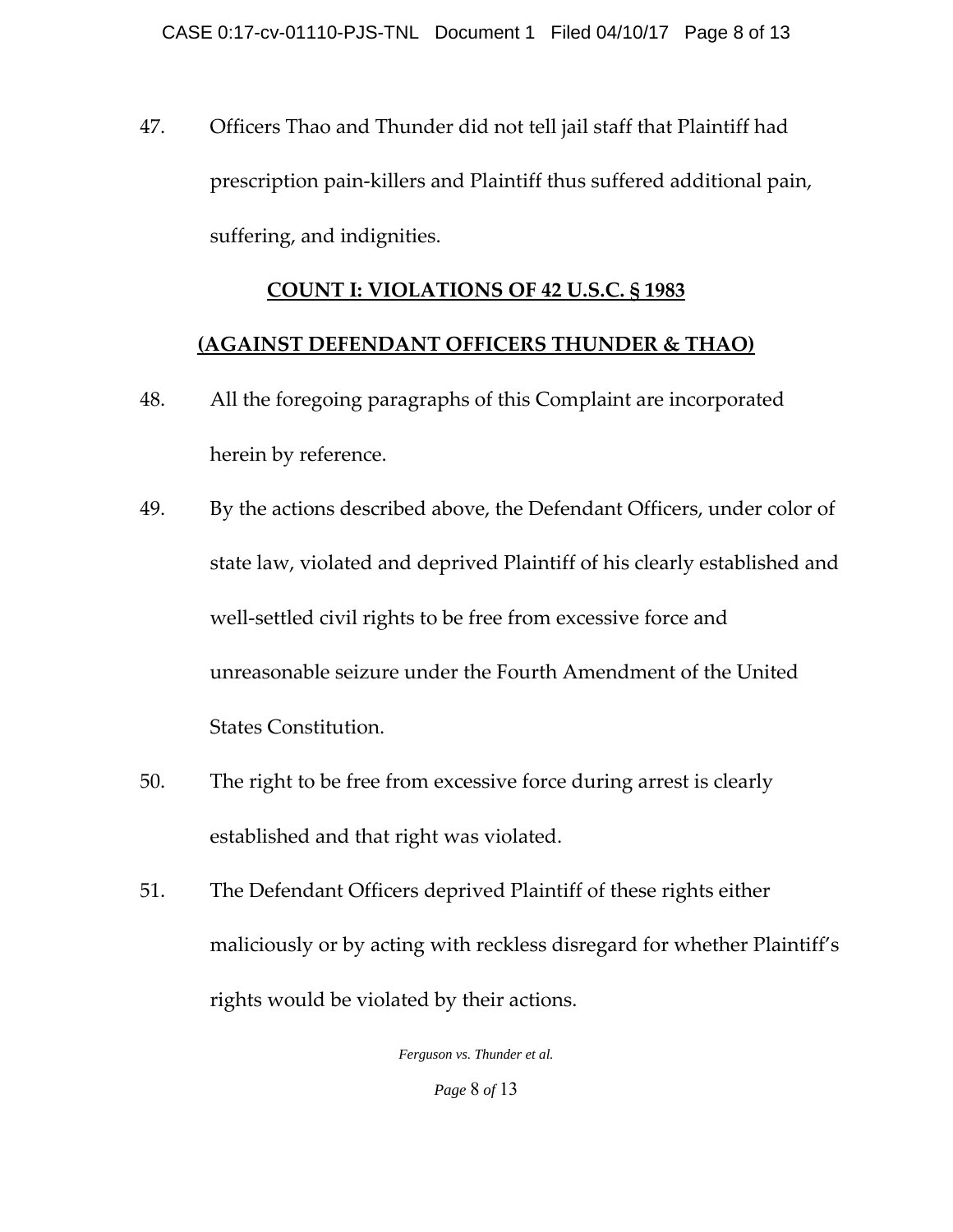47. Officers Thao and Thunder did not tell jail staff that Plaintiff had prescription pain-killers and Plaintiff thus suffered additional pain, suffering, and indignities.

## COUNT I: VIOLATIONS OF 42 U.S.C. § 1983

## (AGAINST DEFENDANT OFFICERS THUNDER & THAO)

48. All the foregoing paragraphs of this Complaint are incorporated herein by reference.

49. By the actions described above, the Defendant Officers, under color of state law, violated and deprived Plaintiff of his clearly established and well-settled civil rights to be free from excessive force and unreasonable seizure under the Fourth Amendment of the United States Constitution.

50. The right to be free from excessive force during arrest is clearly established and that right was violated.

51. The Defendant Officers deprived Plaintiff of these rights either maliciously or by acting with reckless disregard for whether Plaintiff's rights would be violated by their actions.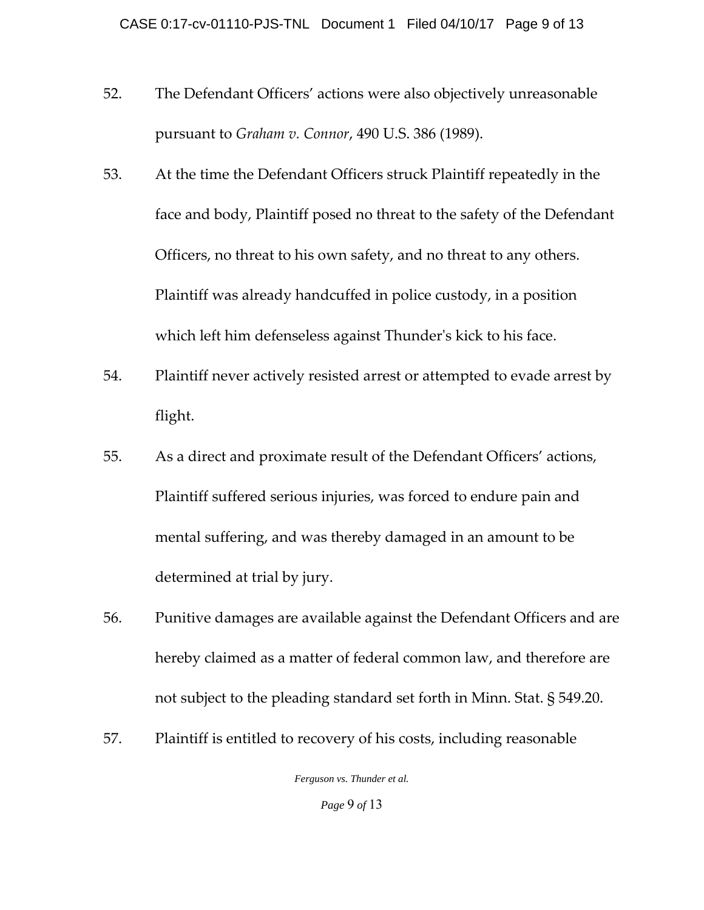52. The Defendant Officers' actions were also objectively unreasonable pursuant to *Graham v. Connor*, 490 U.S. 386 (1989).

53. At the time the Defendant Officers struck Plaintiff repeatedly in the face and body, Plaintiff posed no threat to the safety of the Defendant Officers, no threat to his own safety, and no threat to any others. Plaintiff was already handcuffed in police custody, in a position which left him defenseless against Thunder's kick to his face.

54. Plaintiff never actively resisted arrest or attempted to evade arrest by flight.

55. As a direct and proximate result of the Defendant Officers' actions, Plaintiff suffered serious injuries, was forced to endure pain and mental suffering, and was thereby damaged in an amount to be determined at trial by jury.

56. Punitive damages are available against the Defendant Officers and are hereby claimed as a matter of federal common law, and therefore are not subject to the pleading standard set forth in Minn. Stat. § 549.20.

57. Plaintiff is entitled to recovery of his costs, including reasonable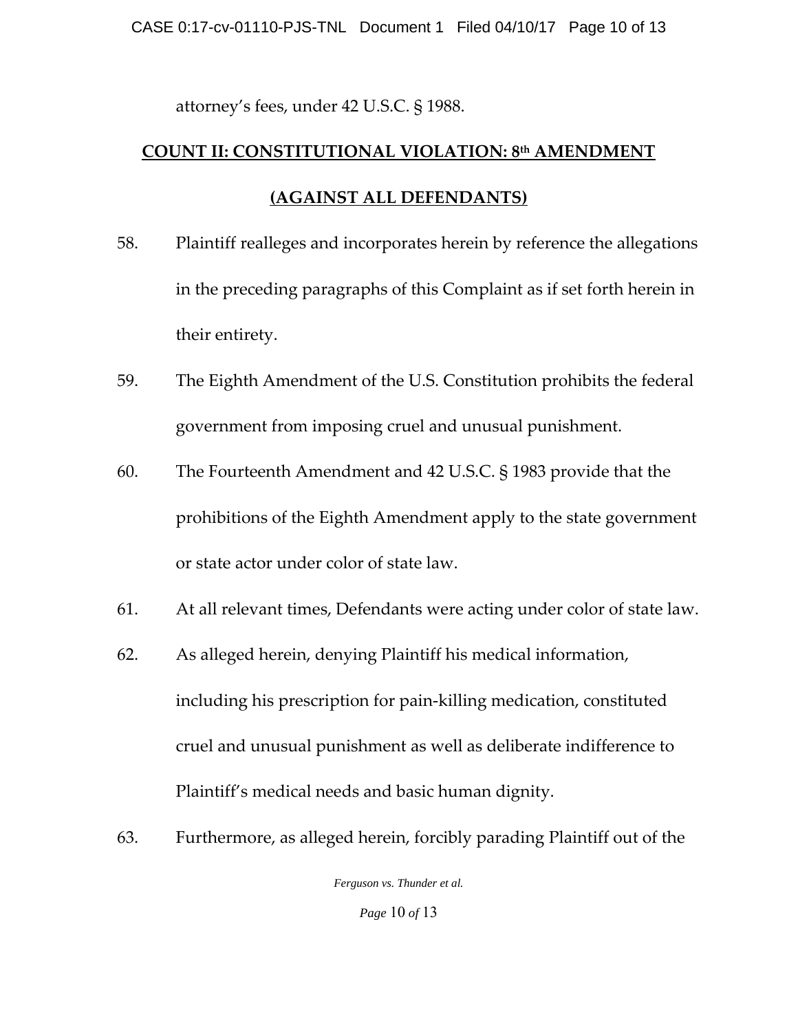attorney's fees, under 42 U.S.C. § 1988.

**COUNT II: CONSTITUTIONAL VIOLATION: 8th AMENDMENT**

**(AGAINST ALL DEFENDANTS)**

58. Plaintiff realleges and incorporates herein by reference the allegations in the preceding paragraphs of this Complaint as if set forth herein in their entirety.

59. The Eighth Amendment of the U.S. Constitution prohibits the federal government from imposing cruel and unusual punishment.

60. The Fourteenth Amendment and 42 U.S.C. § 1983 provide that the prohibitions of the Eighth Amendment apply to the state government or state actor under color of state law.

61. At all relevant times, Defendants were acting under color of state law.

62. As alleged herein, denying Plaintiff his medical information, including his prescription for pain-killing medication, constituted cruel and unusual punishment as well as deliberate indifference to Plaintiff's medical needs and basic human dignity.

63. Furthermore, as alleged herein, forcibly parading Plaintiff out of the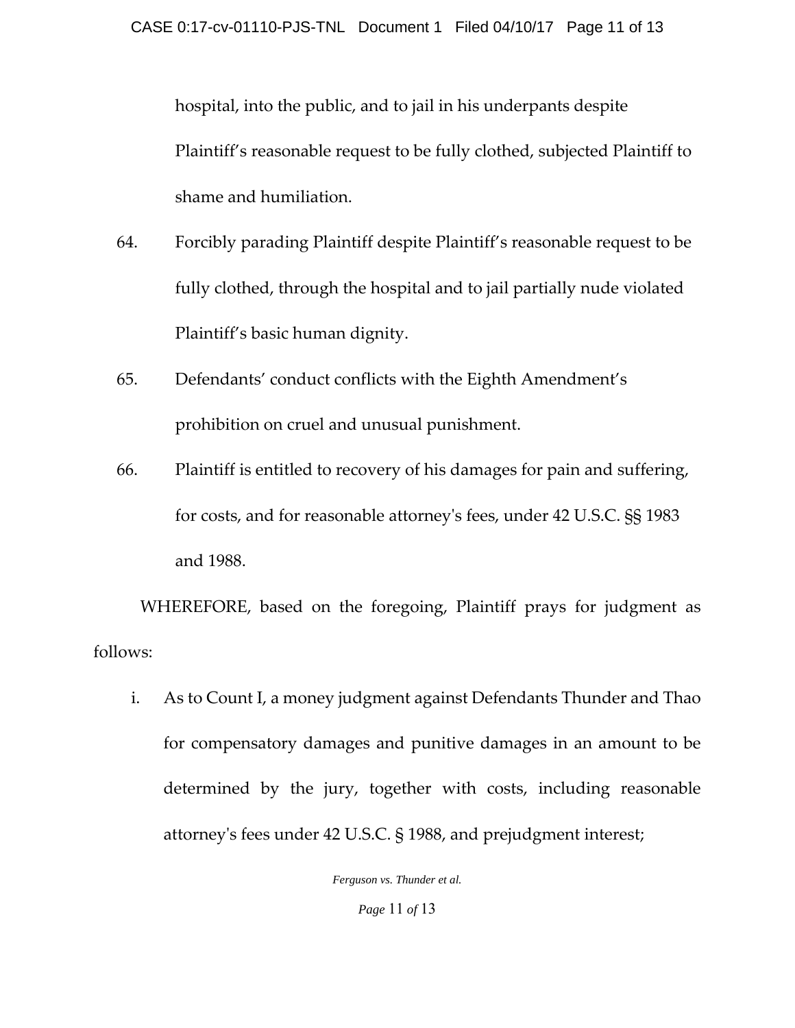hospital, into the public, and to jail in his underpants despite Plaintiff's reasonable request to be fully clothed, subjected Plaintiff to shame and humiliation.

64. Forcibly parading Plaintiff despite Plaintiff's reasonable request to be fully clothed, through the hospital and to jail partially nude violated Plaintiff's basic human dignity.

65. Defendants' conduct conflicts with the Eighth Amendment's prohibition on cruel and unusual punishment.

66. Plaintiff is entitled to recovery of his damages for pain and suffering, for costs, and for reasonable attorney's fees, under 42 U.S.C. §§ 1983 and 1988.

WHEREFORE, based on the foregoing, Plaintiff prays for judgment as follows:

i. As to Count I, a money judgment against Defendants Thunder and Thao for compensatory damages and punitive damages in an amount to be determined by the jury, together with costs, including reasonable attorney's fees under 42 U.S.C. § 1988, and prejudgment interest;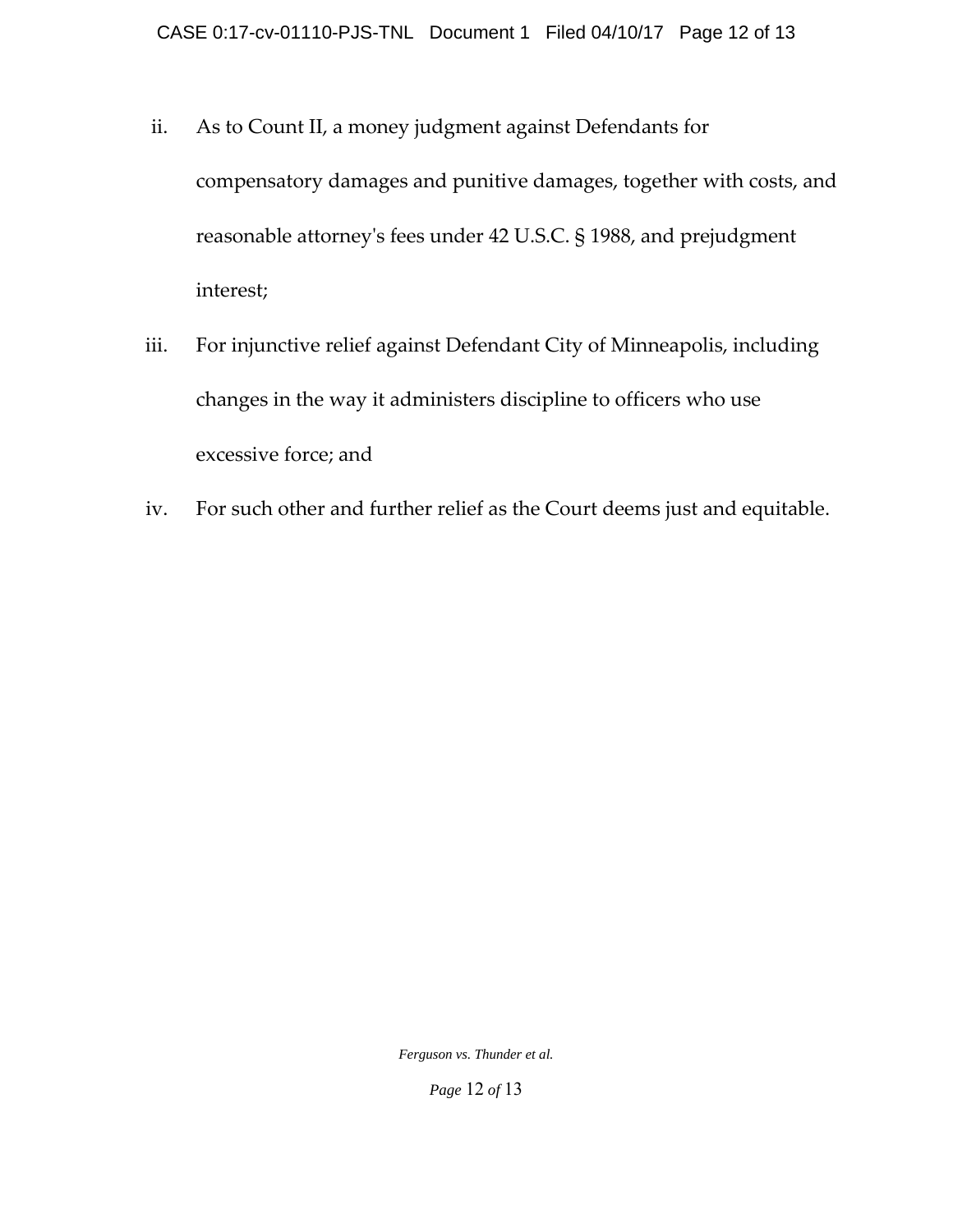ii. As to Count II, a money judgment against Defendants for compensatory damages and punitive damages, together with costs, and reasonable attorney's fees under 42 U.S.C. § 1988, and prejudgment interest;

iii. For injunctive relief against Defendant City of Minneapolis, including changes in the way it administers discipline to officers who use excessive force; and

iv. For such other and further relief as the Court deems just and equitable.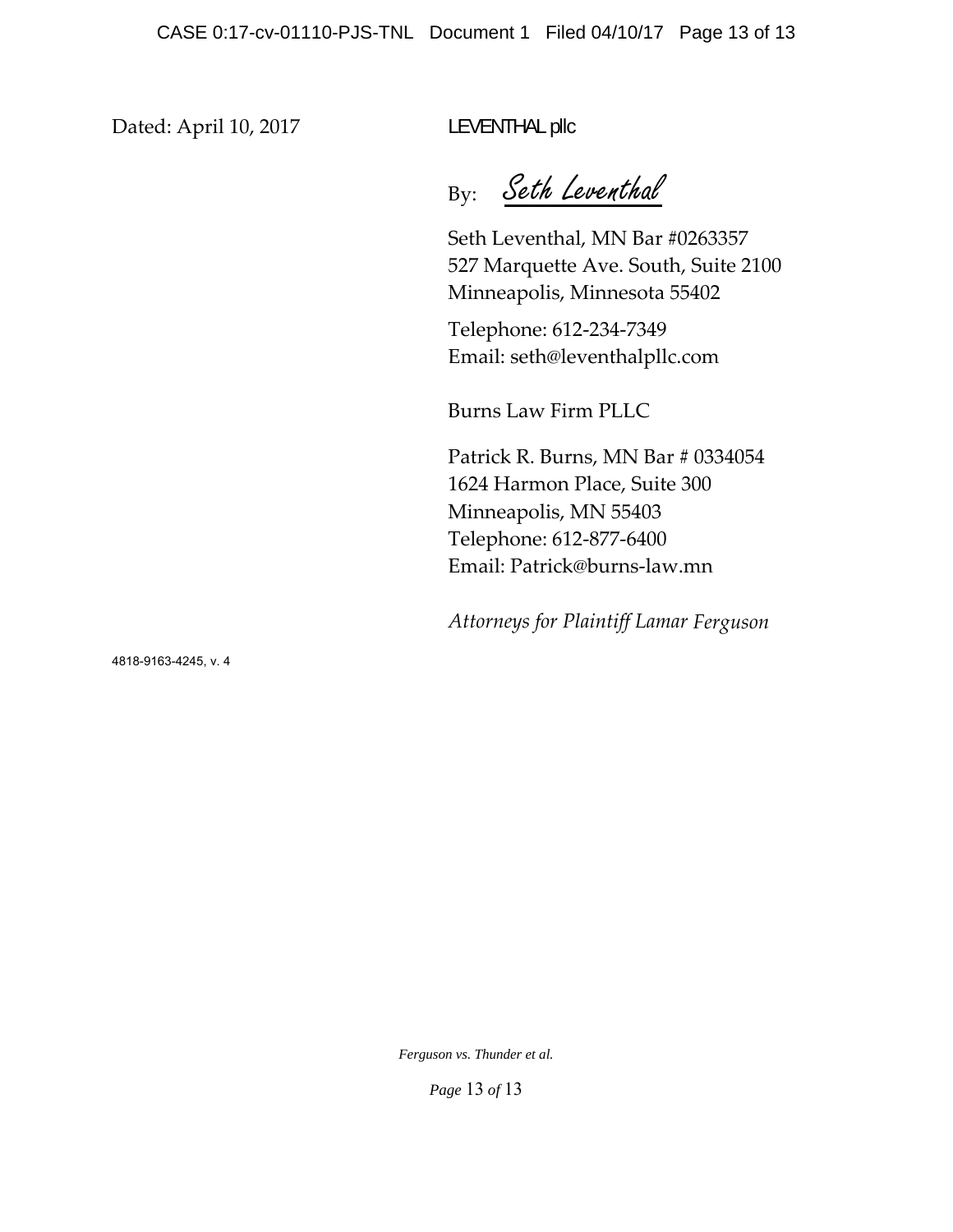Dated: April 10, 2017

LEVENTHAL pllc

By: *Seth Leventhal*

Seth Leventhal, MN Bar #0263357
527 Marquette Ave. South, Suite 2100
Minneapolis, Minnesota 55402

Telephone: 612-234-7349
Email: seth@leventhalpllc.com

Burns Law Firm PLLC

Patrick R. Burns, MN Bar # 0334054
1624 Harmon Place, Suite 300
Minneapolis, MN 55403
Telephone: 612-877-6400
Email: Patrick@burns-law.mn

*Attorneys for Plaintiff Lamar Ferguson*

4818-9163-4245, v. 4